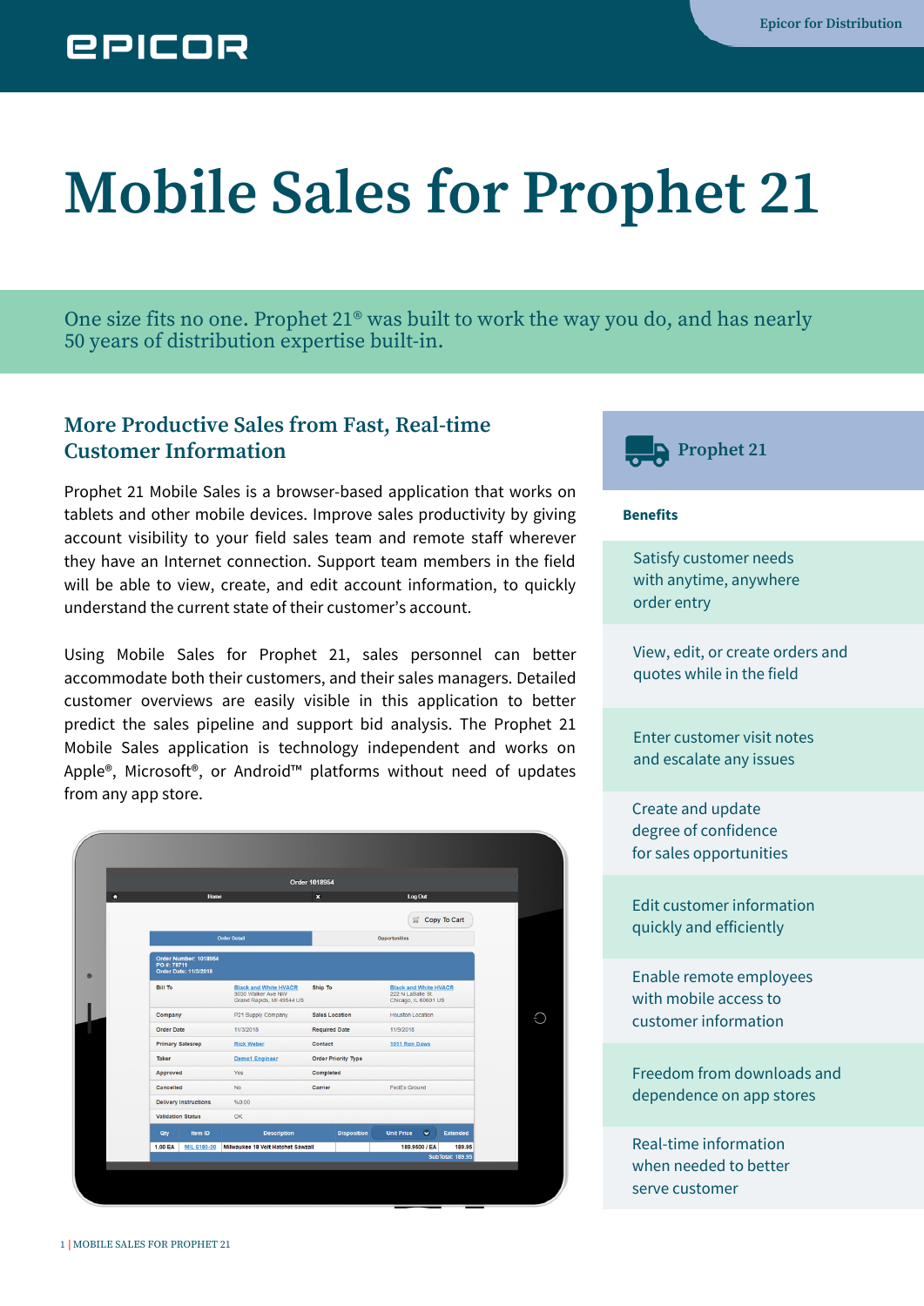Epicor for Distribution

# Mobile Sales for Prophet 21

One size fits no one. Prophet 21® was built to work the way you do, and has nearly 50 years of distribution expertise built-in.

## More Productive Sales from Fast, Real-time Customer Information

Prophet 21 Mobile Sales is a browser-based application that works on tablets and other mobile devices. Improve sales productivity by giving account visibility to your field sales team and remote staff wherever they have an Internet connection. Support team members in the field will be able to view, create, and edit account information, to quickly understand the current state of their customer's account.

Using Mobile Sales for Prophet 21, sales personnel can better accommodate both their customers, and their sales managers. Detailed customer overviews are easily visible in this application to better predict the sales pipeline and support bid analysis. The Prophet 21 Mobile Sales application is technology independent and works on Apple®, Microsoft®, or Android™ platforms without need of updates from any app store.

## Prophet 21

**Benefits**

- Satisfy customer needs with anytime, anywhere order entry
- View, edit, or create orders and quotes while in the field
- Enter customer visit notes and escalate any issues
- Create and update degree of confidence for sales opportunities
- Edit customer information quickly and efficiently
- Enable remote employees with mobile access to customer information
- Freedom from downloads and dependence on app stores
- Real-time information when needed to better serve customer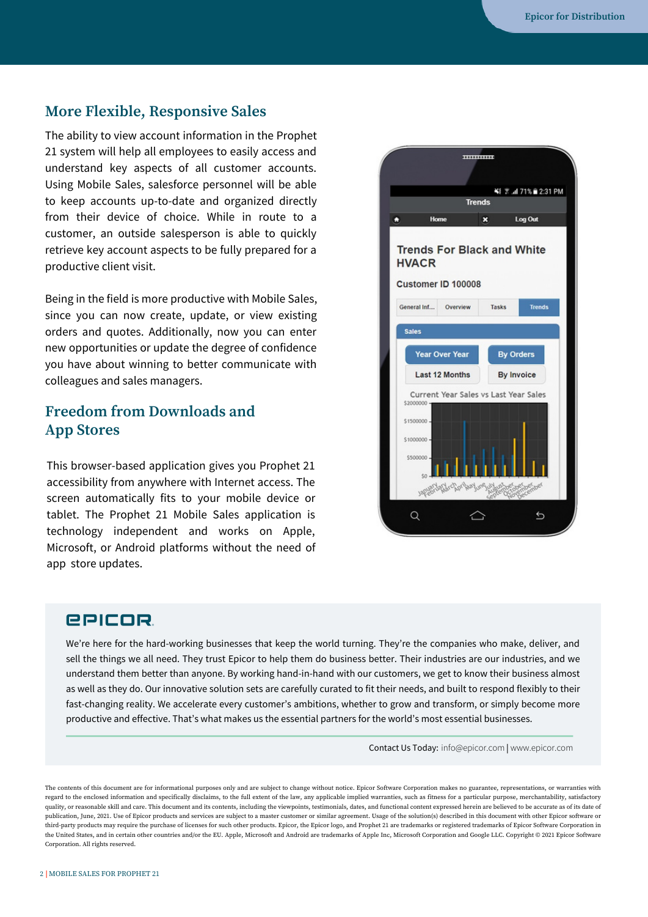## More Flexible, Responsive Sales

The ability to view account information in the Prophet 21 system will help all employees to easily access and understand key aspects of all customer accounts. Using Mobile Sales, salesforce personnel will be able to keep accounts up-to-date and organized directly from their device of choice. While in route to a customer, an outside salesperson is able to quickly retrieve key account aspects to be fully prepared for a productive client visit.

Being in the field is more productive with Mobile Sales, since you can now create, update, or view existing orders and quotes. Additionally, now you can enter new opportunities or update the degree of confidence you have about winning to better communicate with colleagues and sales managers.

## Freedom from Downloads and App Stores

This browser-based application gives you Prophet 21 accessibility from anywhere with Internet access. The screen automatically fits to your mobile device or tablet. The Prophet 21 Mobile Sales application is technology independent and works on Apple, Microsoft, or Android platforms without the need of app store updates.

Trends

Home Log Out

Trends For Black and White HVACR

Customer ID 100008

General Inf... Overview Tasks Trends

Sales

Year Over Year By Orders

Last 12 Months By Invoice

Current Year Sales vs Last Year Sales

$2000000
$1500000
$1000000
$500000
$0

January February March April May June July August September October November December

**EPICOR**

We're here for the hard-working businesses that keep the world turning. They're the companies who make, deliver, and sell the things we all need. They trust Epicor to help them do business better. Their industries are our industries, and we understand them better than anyone. By working hand-in-hand with our customers, we get to know their business almost as well as they do. Our innovative solution sets are carefully curated to fit their needs, and built to respond flexibly to their fast-changing reality. We accelerate every customer's ambitions, whether to grow and transform, or simply become more productive and effective. That's what makes us the essential partners for the world's most essential businesses.

Contact Us Today: info@epicor.com | www.epicor.com

The contents of this document are for informational purposes only and are subject to change without notice. Epicor Software Corporation makes no guarantee, representations, or warranties with regard to the enclosed information and specifically disclaims, to the full extent of the law, any applicable implied warranties, such as fitness for a particular purpose, merchantability, satisfactory quality, or reasonable skill and care. This document and its contents, including the viewpoints, testimonials, dates, and functional content expressed herein are believed to be accurate as of its date of publication, June, 2021. Use of Epicor products and services are subject to a master customer or similar agreement. Usage of the solution(s) described in this document with other Epicor software or third-party products may require the purchase of licenses for such other products. Epicor, the Epicor logo, and Prophet 21 are trademarks or registered trademarks of Epicor Software Corporation in the United States, and in certain other countries and/or the EU. Apple, Microsoft and Android are trademarks of Apple Inc, Microsoft Corporation and Google LLC. Copyright © 2021 Epicor Software Corporation. All rights reserved.